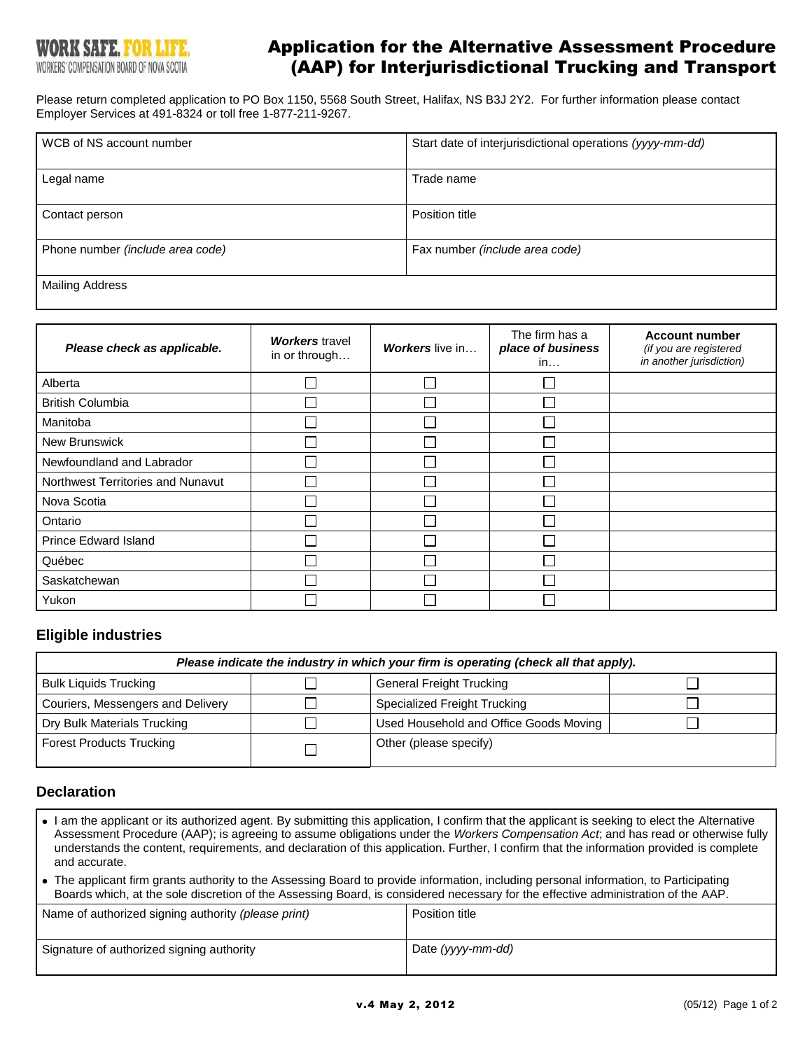WORK SAFE. FOR LIFE.
WORKERS' COMPENSATION BOARD OF NOVA SCOTIA

# Application for the Alternative Assessment Procedure (AAP) for Interjurisdictional Trucking and Transport

Please return completed application to PO Box 1150, 5568 South Street, Halifax, NS B3J 2Y2. For further information please contact Employer Services at 491-8324 or toll free 1-877-211-9267.

| | |
|---|---|
| WCB of NS account number | Start date of interjurisdictional operations *(yyyy-mm-dd)* |
| Legal name | Trade name |
| Contact person | Position title |
| Phone number *(include area code)* | Fax number *(include area code)* |
| Mailing Address | |

| ***Please check as applicable.*** | ***Workers*** travel in or through… | ***Workers*** live in… | The firm has a ***place of business*** in… | **Account number** *(if you are registered in another jurisdiction)* |
|---|---|---|---|---|
| Alberta | ☐ | ☐ | ☐ | |
| British Columbia | ☐ | ☐ | ☐ | |
| Manitoba | ☐ | ☐ | ☐ | |
| New Brunswick | ☐ | ☐ | ☐ | |
| Newfoundland and Labrador | ☐ | ☐ | ☐ | |
| Northwest Territories and Nunavut | ☐ | ☐ | ☐ | |
| Nova Scotia | ☐ | ☐ | ☐ | |
| Ontario | ☐ | ☐ | ☐ | |
| Prince Edward Island | ☐ | ☐ | ☐ | |
| Québec | ☐ | ☐ | ☐ | |
| Saskatchewan | ☐ | ☐ | ☐ | |
| Yukon | ☐ | ☐ | ☐ | |

## Eligible industries

| ***Please indicate the industry in which your firm is operating (check all that apply).*** | | | |
|---|---|---|---|
| Bulk Liquids Trucking | ☐ | General Freight Trucking | ☐ |
| Couriers, Messengers and Delivery | ☐ | Specialized Freight Trucking | ☐ |
| Dry Bulk Materials Trucking | ☐ | Used Household and Office Goods Moving | ☐ |
| Forest Products Trucking | ☐ | Other (please specify) | |

## Declaration

- I am the applicant or its authorized agent. By submitting this application, I confirm that the applicant is seeking to elect the Alternative Assessment Procedure (AAP); is agreeing to assume obligations under the *Workers Compensation Act*; and has read or otherwise fully understands the content, requirements, and declaration of this application. Further, I confirm that the information provided is complete and accurate.
- The applicant firm grants authority to the Assessing Board to provide information, including personal information, to Participating Boards which, at the sole discretion of the Assessing Board, is considered necessary for the effective administration of the AAP.

| | |
|---|---|
| Name of authorized signing authority *(please print)* | Position title |
| Signature of authorized signing authority | Date *(yyyy-mm-dd)* |

v.4 May 2, 2012 (05/12)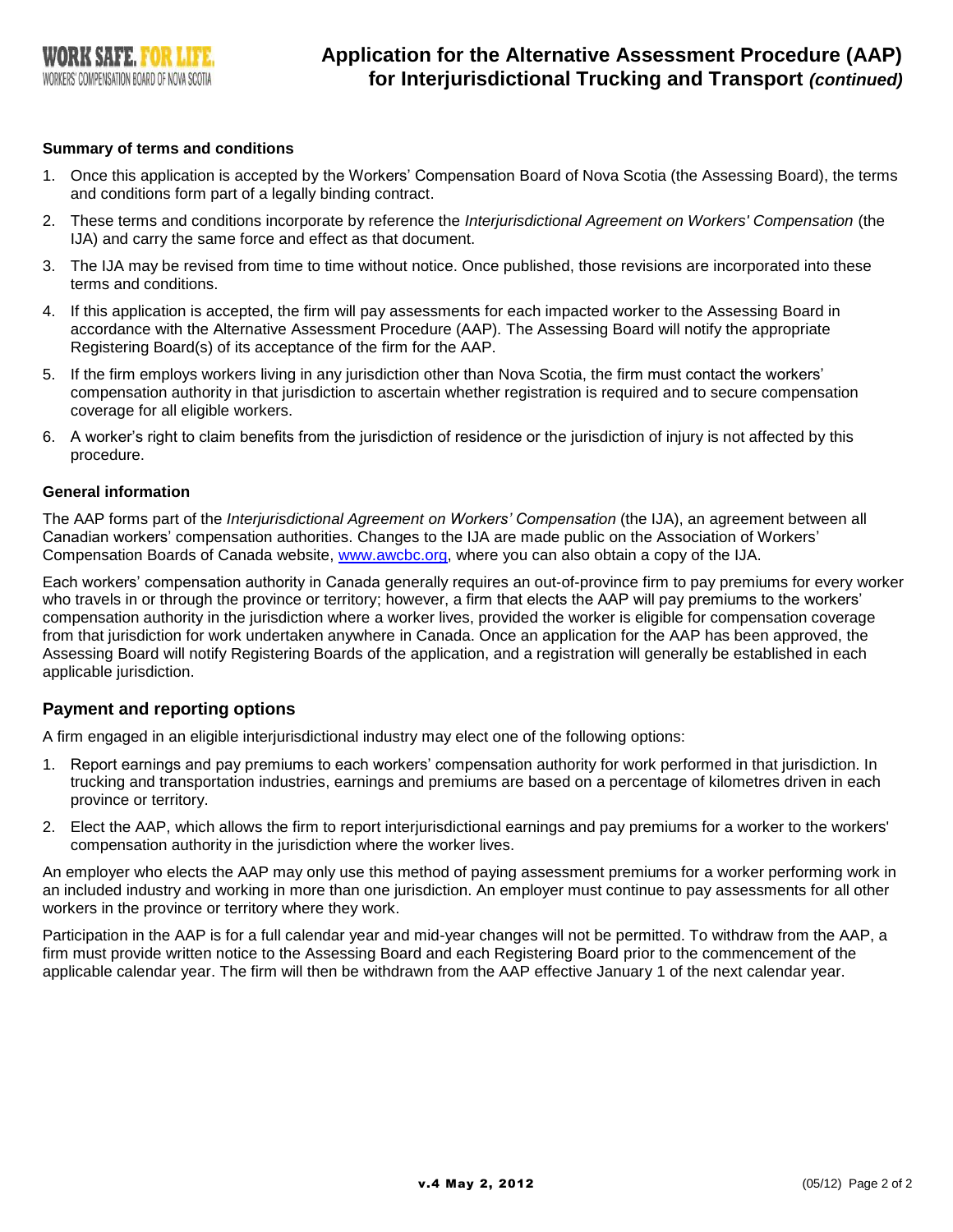# Application for the Alternative Assessment Procedure (AAP) for Interjurisdictional Trucking and Transport *(continued)*

**Summary of terms and conditions**

1. Once this application is accepted by the Workers' Compensation Board of Nova Scotia (the Assessing Board), the terms and conditions form part of a legally binding contract.
2. These terms and conditions incorporate by reference the *Interjurisdictional Agreement on Workers' Compensation* (the IJA) and carry the same force and effect as that document.
3. The IJA may be revised from time to time without notice. Once published, those revisions are incorporated into these terms and conditions.
4. If this application is accepted, the firm will pay assessments for each impacted worker to the Assessing Board in accordance with the Alternative Assessment Procedure (AAP). The Assessing Board will notify the appropriate Registering Board(s) of its acceptance of the firm for the AAP.
5. If the firm employs workers living in any jurisdiction other than Nova Scotia, the firm must contact the workers' compensation authority in that jurisdiction to ascertain whether registration is required and to secure compensation coverage for all eligible workers.
6. A worker's right to claim benefits from the jurisdiction of residence or the jurisdiction of injury is not affected by this procedure.

**General information**

The AAP forms part of the *Interjurisdictional Agreement on Workers' Compensation* (the IJA), an agreement between all Canadian workers' compensation authorities. Changes to the IJA are made public on the Association of Workers' Compensation Boards of Canada website, www.awcbc.org, where you can also obtain a copy of the IJA.

Each workers' compensation authority in Canada generally requires an out-of-province firm to pay premiums for every worker who travels in or through the province or territory; however, a firm that elects the AAP will pay premiums to the workers' compensation authority in the jurisdiction where a worker lives, provided the worker is eligible for compensation coverage from that jurisdiction for work undertaken anywhere in Canada. Once an application for the AAP has been approved, the Assessing Board will notify Registering Boards of the application, and a registration will generally be established in each applicable jurisdiction.

## Payment and reporting options

A firm engaged in an eligible interjurisdictional industry may elect one of the following options:

1. Report earnings and pay premiums to each workers' compensation authority for work performed in that jurisdiction. In trucking and transportation industries, earnings and premiums are based on a percentage of kilometres driven in each province or territory.
2. Elect the AAP, which allows the firm to report interjurisdictional earnings and pay premiums for a worker to the workers' compensation authority in the jurisdiction where the worker lives.

An employer who elects the AAP may only use this method of paying assessment premiums for a worker performing work in an included industry and working in more than one jurisdiction. An employer must continue to pay assessments for all other workers in the province or territory where they work.

Participation in the AAP is for a full calendar year and mid-year changes will not be permitted. To withdraw from the AAP, a firm must provide written notice to the Assessing Board and each Registering Board prior to the commencement of the applicable calendar year. The firm will then be withdrawn from the AAP effective January 1 of the next calendar year.

**v.4 May 2, 2012**